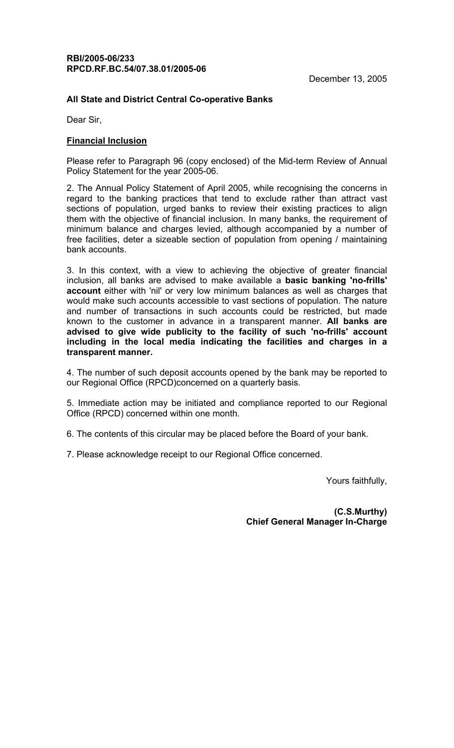**RBI/2005-06/233**
**RPCD.RF.BC.54/07.38.01/2005-06**

December 13, 2005

**All State and District Central Co-operative Banks**

Dear Sir,

**Financial Inclusion**

Please refer to Paragraph 96 (copy enclosed) of the Mid-term Review of Annual Policy Statement for the year 2005-06.

2. The Annual Policy Statement of April 2005, while recognising the concerns in regard to the banking practices that tend to exclude rather than attract vast sections of population, urged banks to review their existing practices to align them with the objective of financial inclusion. In many banks, the requirement of minimum balance and charges levied, although accompanied by a number of free facilities, deter a sizeable section of population from opening / maintaining bank accounts.

3. In this context, with a view to achieving the objective of greater financial inclusion, all banks are advised to make available a **basic banking 'no-frills' account** either with 'nil' or very low minimum balances as well as charges that would make such accounts accessible to vast sections of population. The nature and number of transactions in such accounts could be restricted, but made known to the customer in advance in a transparent manner. **All banks are advised to give wide publicity to the facility of such 'no-frills' account including in the local media indicating the facilities and charges in a transparent manner.**

4. The number of such deposit accounts opened by the bank may be reported to our Regional Office (RPCD)concerned on a quarterly basis.

5. Immediate action may be initiated and compliance reported to our Regional Office (RPCD) concerned within one month.

6. The contents of this circular may be placed before the Board of your bank.

7. Please acknowledge receipt to our Regional Office concerned.

Yours faithfully,

**(C.S.Murthy)**
**Chief General Manager In-Charge**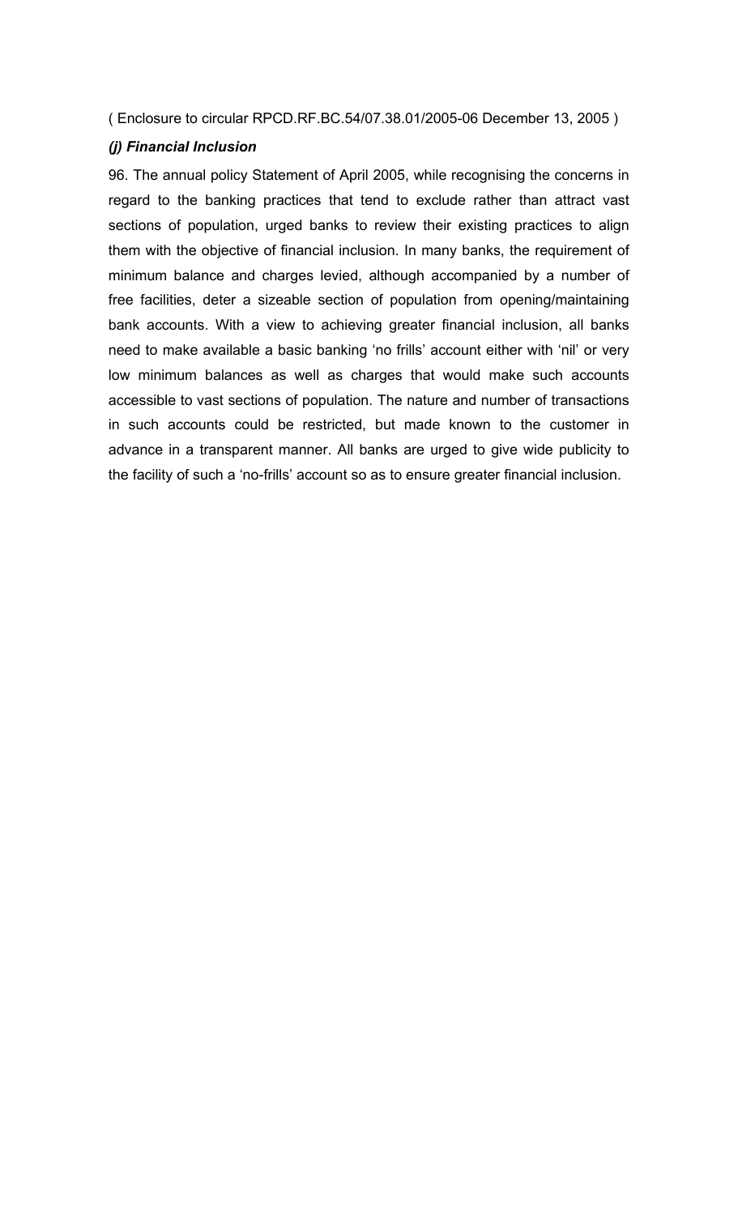( Enclosure to circular RPCD.RF.BC.54/07.38.01/2005-06 December 13, 2005 )

***(j) Financial Inclusion***

96. The annual policy Statement of April 2005, while recognising the concerns in regard to the banking practices that tend to exclude rather than attract vast sections of population, urged banks to review their existing practices to align them with the objective of financial inclusion. In many banks, the requirement of minimum balance and charges levied, although accompanied by a number of free facilities, deter a sizeable section of population from opening/maintaining bank accounts. With a view to achieving greater financial inclusion, all banks need to make available a basic banking 'no frills' account either with 'nil' or very low minimum balances as well as charges that would make such accounts accessible to vast sections of population. The nature and number of transactions in such accounts could be restricted, but made known to the customer in advance in a transparent manner. All banks are urged to give wide publicity to the facility of such a 'no-frills' account so as to ensure greater financial inclusion.